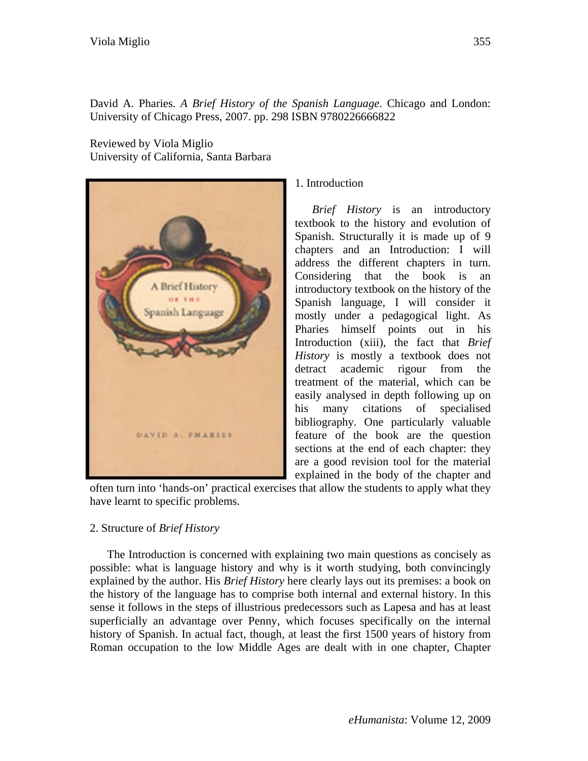David A. Pharies. *A Brief History of the Spanish Language*. Chicago and London: University of Chicago Press, 2007. pp. 298 ISBN 9780226666822

Reviewed by Viola Miglio
University of California, Santa Barbara

## 1. Introduction

*Brief History* is an introductory textbook to the history and evolution of Spanish. Structurally it is made up of 9 chapters and an Introduction: I will address the different chapters in turn. Considering that the book is an introductory textbook on the history of the Spanish language, I will consider it mostly under a pedagogical light. As Pharies himself points out in his Introduction (xiii), the fact that *Brief History* is mostly a textbook does not detract academic rigour from the treatment of the material, which can be easily analysed in depth following up on his many citations of specialised bibliography. One particularly valuable feature of the book are the question sections at the end of each chapter: they are a good revision tool for the material explained in the body of the chapter and often turn into 'hands-on' practical exercises that allow the students to apply what they have learnt to specific problems.

## 2. Structure of *Brief History*

The Introduction is concerned with explaining two main questions as concisely as possible: what is language history and why is it worth studying, both convincingly explained by the author. His *Brief History* here clearly lays out its premises: a book on the history of the language has to comprise both internal and external history. In this sense it follows in the steps of illustrious predecessors such as Lapesa and has at least superficially an advantage over Penny, which focuses specifically on the internal history of Spanish. In actual fact, though, at least the first 1500 years of history from Roman occupation to the low Middle Ages are dealt with in one chapter, Chapter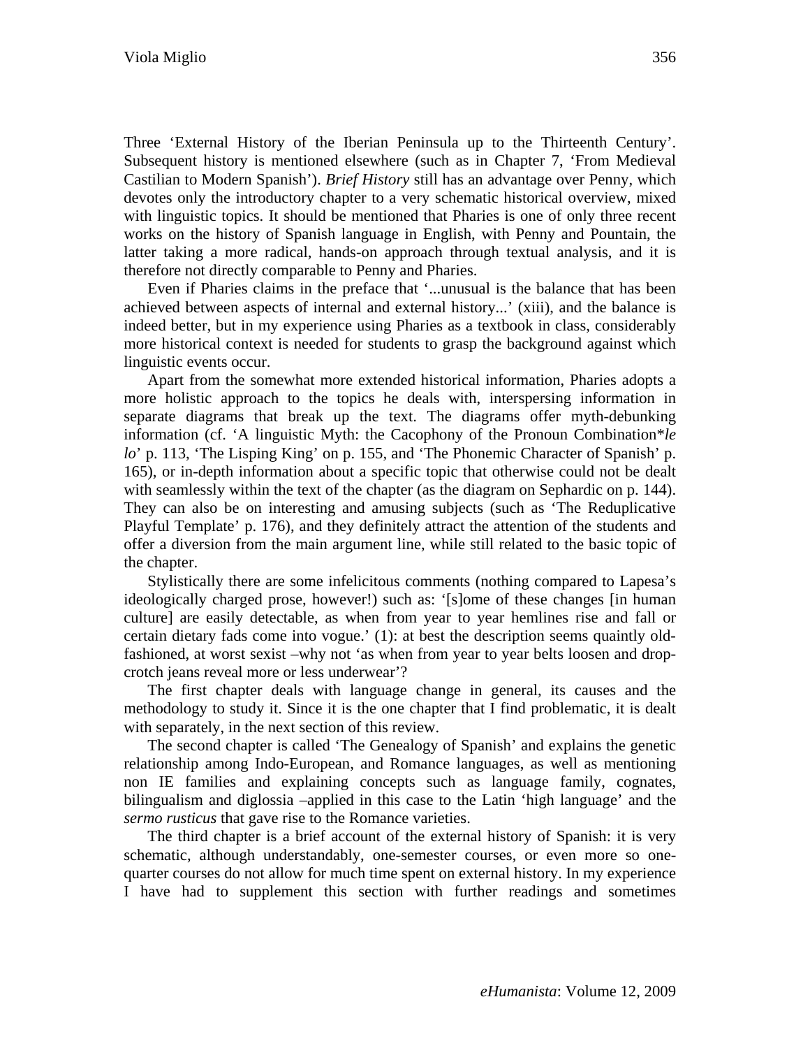Three 'External History of the Iberian Peninsula up to the Thirteenth Century'. Subsequent history is mentioned elsewhere (such as in Chapter 7, 'From Medieval Castilian to Modern Spanish'). *Brief History* still has an advantage over Penny, which devotes only the introductory chapter to a very schematic historical overview, mixed with linguistic topics. It should be mentioned that Pharies is one of only three recent works on the history of Spanish language in English, with Penny and Pountain, the latter taking a more radical, hands-on approach through textual analysis, and it is therefore not directly comparable to Penny and Pharies.

Even if Pharies claims in the preface that '...unusual is the balance that has been achieved between aspects of internal and external history...' (xiii), and the balance is indeed better, but in my experience using Pharies as a textbook in class, considerably more historical context is needed for students to grasp the background against which linguistic events occur.

Apart from the somewhat more extended historical information, Pharies adopts a more holistic approach to the topics he deals with, interspersing information in separate diagrams that break up the text. The diagrams offer myth-debunking information (cf. 'A linguistic Myth: the Cacophony of the Pronoun Combination**le lo*' p. 113, 'The Lisping King' on p. 155, and 'The Phonemic Character of Spanish' p. 165), or in-depth information about a specific topic that otherwise could not be dealt with seamlessly within the text of the chapter (as the diagram on Sephardic on p. 144). They can also be on interesting and amusing subjects (such as 'The Reduplicative Playful Template' p. 176), and they definitely attract the attention of the students and offer a diversion from the main argument line, while still related to the basic topic of the chapter.

Stylistically there are some infelicitous comments (nothing compared to Lapesa's ideologically charged prose, however!) such as: '[s]ome of these changes [in human culture] are easily detectable, as when from year to year hemlines rise and fall or certain dietary fads come into vogue.' (1): at best the description seems quaintly old-fashioned, at worst sexist –why not 'as when from year to year belts loosen and drop-crotch jeans reveal more or less underwear'?

The first chapter deals with language change in general, its causes and the methodology to study it. Since it is the one chapter that I find problematic, it is dealt with separately, in the next section of this review.

The second chapter is called 'The Genealogy of Spanish' and explains the genetic relationship among Indo-European, and Romance languages, as well as mentioning non IE families and explaining concepts such as language family, cognates, bilingualism and diglossia –applied in this case to the Latin 'high language' and the *sermo rusticus* that gave rise to the Romance varieties.

The third chapter is a brief account of the external history of Spanish: it is very schematic, although understandably, one-semester courses, or even more so one-quarter courses do not allow for much time spent on external history. In my experience I have had to supplement this section with further readings and sometimes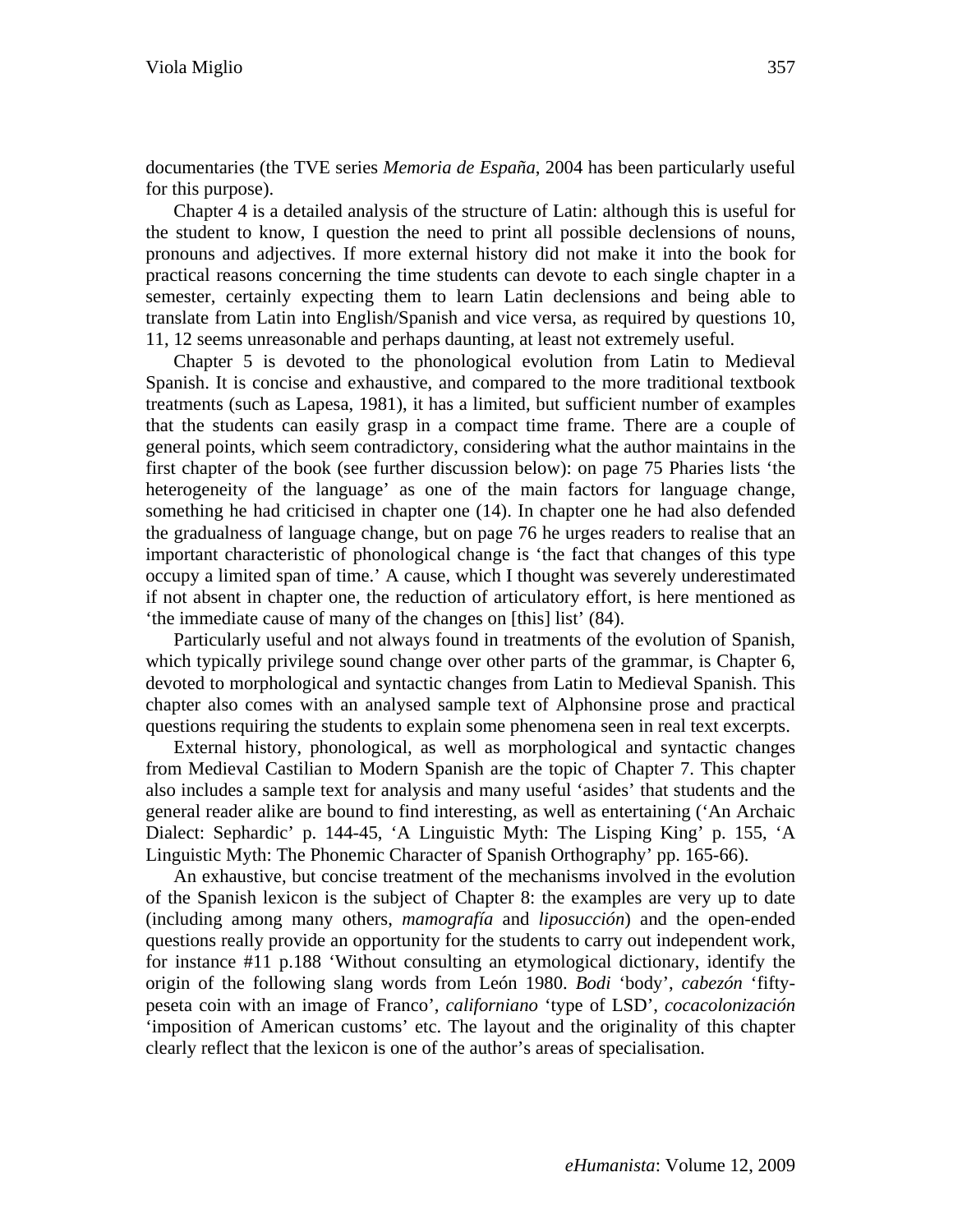documentaries (the TVE series *Memoria de España*, 2004 has been particularly useful for this purpose).

Chapter 4 is a detailed analysis of the structure of Latin: although this is useful for the student to know, I question the need to print all possible declensions of nouns, pronouns and adjectives. If more external history did not make it into the book for practical reasons concerning the time students can devote to each single chapter in a semester, certainly expecting them to learn Latin declensions and being able to translate from Latin into English/Spanish and vice versa, as required by questions 10, 11, 12 seems unreasonable and perhaps daunting, at least not extremely useful.

Chapter 5 is devoted to the phonological evolution from Latin to Medieval Spanish. It is concise and exhaustive, and compared to the more traditional textbook treatments (such as Lapesa, 1981), it has a limited, but sufficient number of examples that the students can easily grasp in a compact time frame. There are a couple of general points, which seem contradictory, considering what the author maintains in the first chapter of the book (see further discussion below): on page 75 Pharies lists 'the heterogeneity of the language' as one of the main factors for language change, something he had criticised in chapter one (14). In chapter one he had also defended the gradualness of language change, but on page 76 he urges readers to realise that an important characteristic of phonological change is 'the fact that changes of this type occupy a limited span of time.' A cause, which I thought was severely underestimated if not absent in chapter one, the reduction of articulatory effort, is here mentioned as 'the immediate cause of many of the changes on [this] list' (84).

Particularly useful and not always found in treatments of the evolution of Spanish, which typically privilege sound change over other parts of the grammar, is Chapter 6, devoted to morphological and syntactic changes from Latin to Medieval Spanish. This chapter also comes with an analysed sample text of Alphonsine prose and practical questions requiring the students to explain some phenomena seen in real text excerpts.

External history, phonological, as well as morphological and syntactic changes from Medieval Castilian to Modern Spanish are the topic of Chapter 7. This chapter also includes a sample text for analysis and many useful 'asides' that students and the general reader alike are bound to find interesting, as well as entertaining ('An Archaic Dialect: Sephardic' p. 144-45, 'A Linguistic Myth: The Lisping King' p. 155, 'A Linguistic Myth: The Phonemic Character of Spanish Orthography' pp. 165-66).

An exhaustive, but concise treatment of the mechanisms involved in the evolution of the Spanish lexicon is the subject of Chapter 8: the examples are very up to date (including among many others, *mamografía* and *liposucción*) and the open-ended questions really provide an opportunity for the students to carry out independent work, for instance #11 p.188 'Without consulting an etymological dictionary, identify the origin of the following slang words from León 1980. *Bodi* 'body', *cabezón* 'fifty-peseta coin with an image of Franco', *californiano* 'type of LSD', *cocacolonización* 'imposition of American customs' etc. The layout and the originality of this chapter clearly reflect that the lexicon is one of the author's areas of specialisation.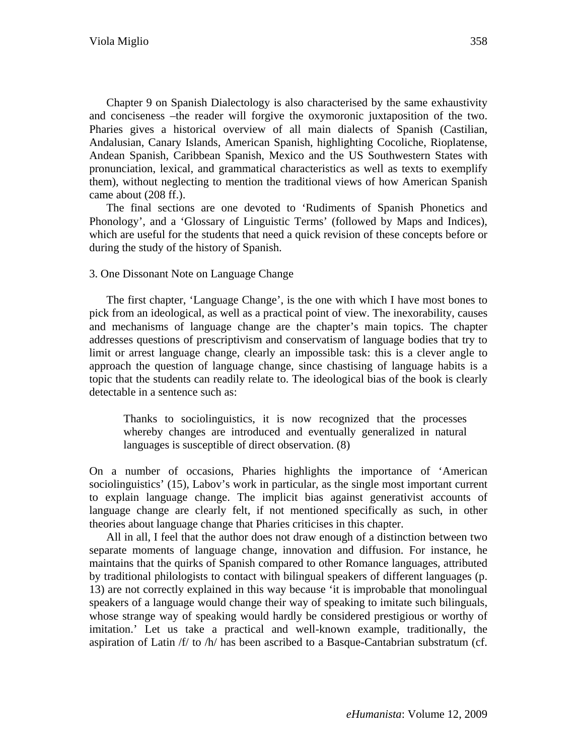Chapter 9 on Spanish Dialectology is also characterised by the same exhaustivity and conciseness –the reader will forgive the oxymoronic juxtaposition of the two. Pharies gives a historical overview of all main dialects of Spanish (Castilian, Andalusian, Canary Islands, American Spanish, highlighting Cocoliche, Rioplatense, Andean Spanish, Caribbean Spanish, Mexico and the US Southwestern States with pronunciation, lexical, and grammatical characteristics as well as texts to exemplify them), without neglecting to mention the traditional views of how American Spanish came about (208 ff.).

The final sections are one devoted to 'Rudiments of Spanish Phonetics and Phonology', and a 'Glossary of Linguistic Terms' (followed by Maps and Indices), which are useful for the students that need a quick revision of these concepts before or during the study of the history of Spanish.

### 3. One Dissonant Note on Language Change

The first chapter, 'Language Change', is the one with which I have most bones to pick from an ideological, as well as a practical point of view. The inexorability, causes and mechanisms of language change are the chapter's main topics. The chapter addresses questions of prescriptivism and conservatism of language bodies that try to limit or arrest language change, clearly an impossible task: this is a clever angle to approach the question of language change, since chastising of language habits is a topic that the students can readily relate to. The ideological bias of the book is clearly detectable in a sentence such as:

> Thanks to sociolinguistics, it is now recognized that the processes whereby changes are introduced and eventually generalized in natural languages is susceptible of direct observation. (8)

On a number of occasions, Pharies highlights the importance of 'American sociolinguistics' (15), Labov's work in particular, as the single most important current to explain language change. The implicit bias against generativist accounts of language change are clearly felt, if not mentioned specifically as such, in other theories about language change that Pharies criticises in this chapter.

All in all, I feel that the author does not draw enough of a distinction between two separate moments of language change, innovation and diffusion. For instance, he maintains that the quirks of Spanish compared to other Romance languages, attributed by traditional philologists to contact with bilingual speakers of different languages (p. 13) are not correctly explained in this way because 'it is improbable that monolingual speakers of a language would change their way of speaking to imitate such bilinguals, whose strange way of speaking would hardly be considered prestigious or worthy of imitation.' Let us take a practical and well-known example, traditionally, the aspiration of Latin /f/ to /h/ has been ascribed to a Basque-Cantabrian substratum (cf.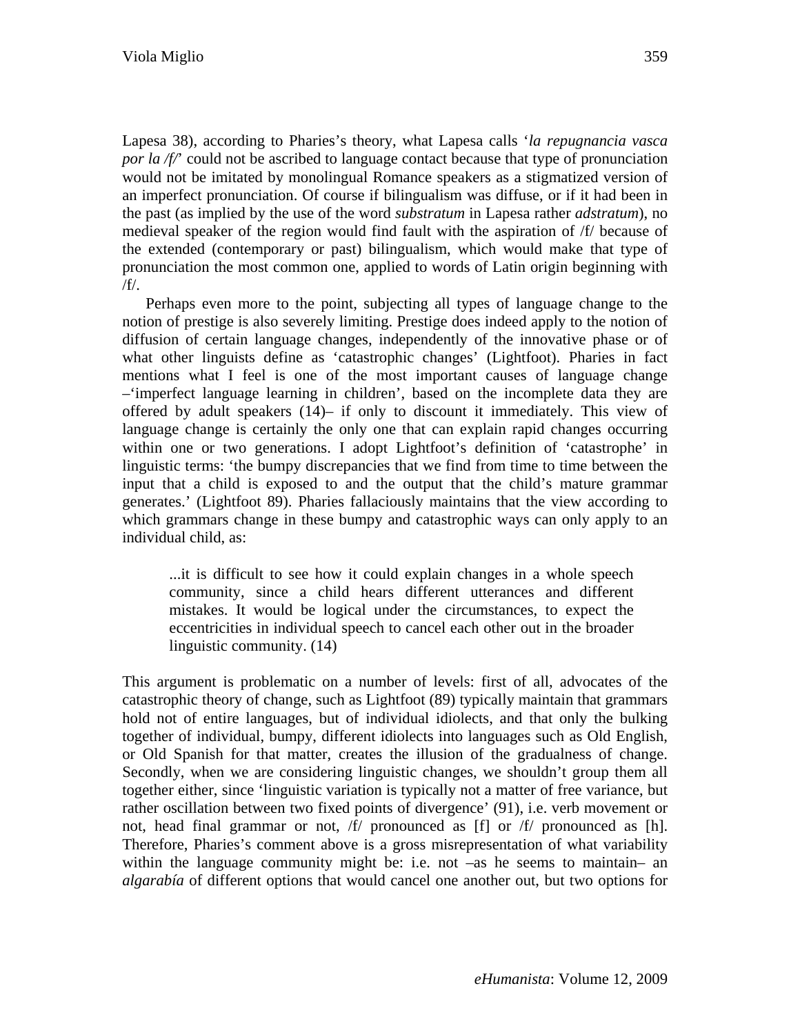Lapesa 38), according to Pharies's theory, what Lapesa calls '*la repugnancia vasca por la /f/*' could not be ascribed to language contact because that type of pronunciation would not be imitated by monolingual Romance speakers as a stigmatized version of an imperfect pronunciation. Of course if bilingualism was diffuse, or if it had been in the past (as implied by the use of the word *substratum* in Lapesa rather *adstratum*), no medieval speaker of the region would find fault with the aspiration of /f/ because of the extended (contemporary or past) bilingualism, which would make that type of pronunciation the most common one, applied to words of Latin origin beginning with /f/.

Perhaps even more to the point, subjecting all types of language change to the notion of prestige is also severely limiting. Prestige does indeed apply to the notion of diffusion of certain language changes, independently of the innovative phase or of what other linguists define as 'catastrophic changes' (Lightfoot). Pharies in fact mentions what I feel is one of the most important causes of language change –'imperfect language learning in children', based on the incomplete data they are offered by adult speakers (14)– if only to discount it immediately. This view of language change is certainly the only one that can explain rapid changes occurring within one or two generations. I adopt Lightfoot's definition of 'catastrophe' in linguistic terms: 'the bumpy discrepancies that we find from time to time between the input that a child is exposed to and the output that the child's mature grammar generates.' (Lightfoot 89). Pharies fallaciously maintains that the view according to which grammars change in these bumpy and catastrophic ways can only apply to an individual child, as:

> ...it is difficult to see how it could explain changes in a whole speech community, since a child hears different utterances and different mistakes. It would be logical under the circumstances, to expect the eccentricities in individual speech to cancel each other out in the broader linguistic community. (14)

This argument is problematic on a number of levels: first of all, advocates of the catastrophic theory of change, such as Lightfoot (89) typically maintain that grammars hold not of entire languages, but of individual idiolects, and that only the bulking together of individual, bumpy, different idiolects into languages such as Old English, or Old Spanish for that matter, creates the illusion of the gradualness of change. Secondly, when we are considering linguistic changes, we shouldn't group them all together either, since 'linguistic variation is typically not a matter of free variance, but rather oscillation between two fixed points of divergence' (91), i.e. verb movement or not, head final grammar or not, /f/ pronounced as [f] or /f/ pronounced as [h]. Therefore, Pharies's comment above is a gross misrepresentation of what variability within the language community might be: i.e. not –as he seems to maintain– an *algarabía* of different options that would cancel one another out, but two options for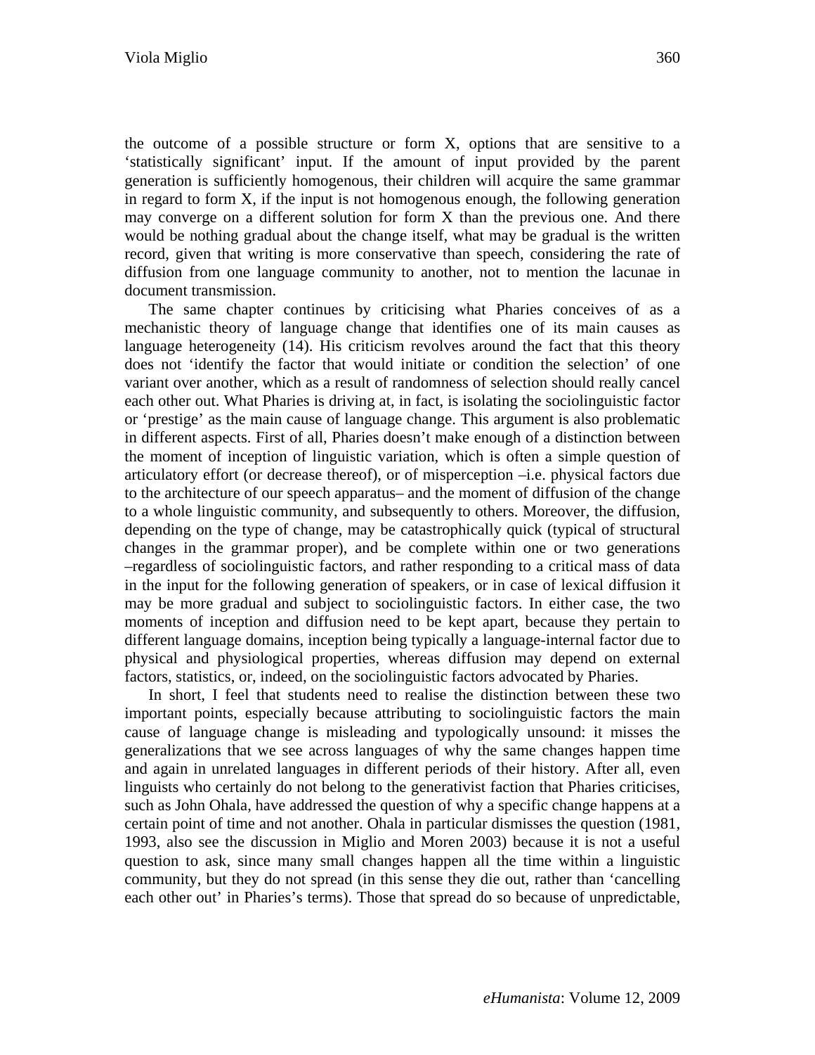the outcome of a possible structure or form X, options that are sensitive to a 'statistically significant' input. If the amount of input provided by the parent generation is sufficiently homogenous, their children will acquire the same grammar in regard to form X, if the input is not homogenous enough, the following generation may converge on a different solution for form X than the previous one. And there would be nothing gradual about the change itself, what may be gradual is the written record, given that writing is more conservative than speech, considering the rate of diffusion from one language community to another, not to mention the lacunae in document transmission.

The same chapter continues by criticising what Pharies conceives of as a mechanistic theory of language change that identifies one of its main causes as language heterogeneity (14). His criticism revolves around the fact that this theory does not 'identify the factor that would initiate or condition the selection' of one variant over another, which as a result of randomness of selection should really cancel each other out. What Pharies is driving at, in fact, is isolating the sociolinguistic factor or 'prestige' as the main cause of language change. This argument is also problematic in different aspects. First of all, Pharies doesn't make enough of a distinction between the moment of inception of linguistic variation, which is often a simple question of articulatory effort (or decrease thereof), or of misperception –i.e. physical factors due to the architecture of our speech apparatus– and the moment of diffusion of the change to a whole linguistic community, and subsequently to others. Moreover, the diffusion, depending on the type of change, may be catastrophically quick (typical of structural changes in the grammar proper), and be complete within one or two generations –regardless of sociolinguistic factors, and rather responding to a critical mass of data in the input for the following generation of speakers, or in case of lexical diffusion it may be more gradual and subject to sociolinguistic factors. In either case, the two moments of inception and diffusion need to be kept apart, because they pertain to different language domains, inception being typically a language-internal factor due to physical and physiological properties, whereas diffusion may depend on external factors, statistics, or, indeed, on the sociolinguistic factors advocated by Pharies.

In short, I feel that students need to realise the distinction between these two important points, especially because attributing to sociolinguistic factors the main cause of language change is misleading and typologically unsound: it misses the generalizations that we see across languages of why the same changes happen time and again in unrelated languages in different periods of their history. After all, even linguists who certainly do not belong to the generativist faction that Pharies criticises, such as John Ohala, have addressed the question of why a specific change happens at a certain point of time and not another. Ohala in particular dismisses the question (1981, 1993, also see the discussion in Miglio and Moren 2003) because it is not a useful question to ask, since many small changes happen all the time within a linguistic community, but they do not spread (in this sense they die out, rather than 'cancelling each other out' in Pharies's terms). Those that spread do so because of unpredictable,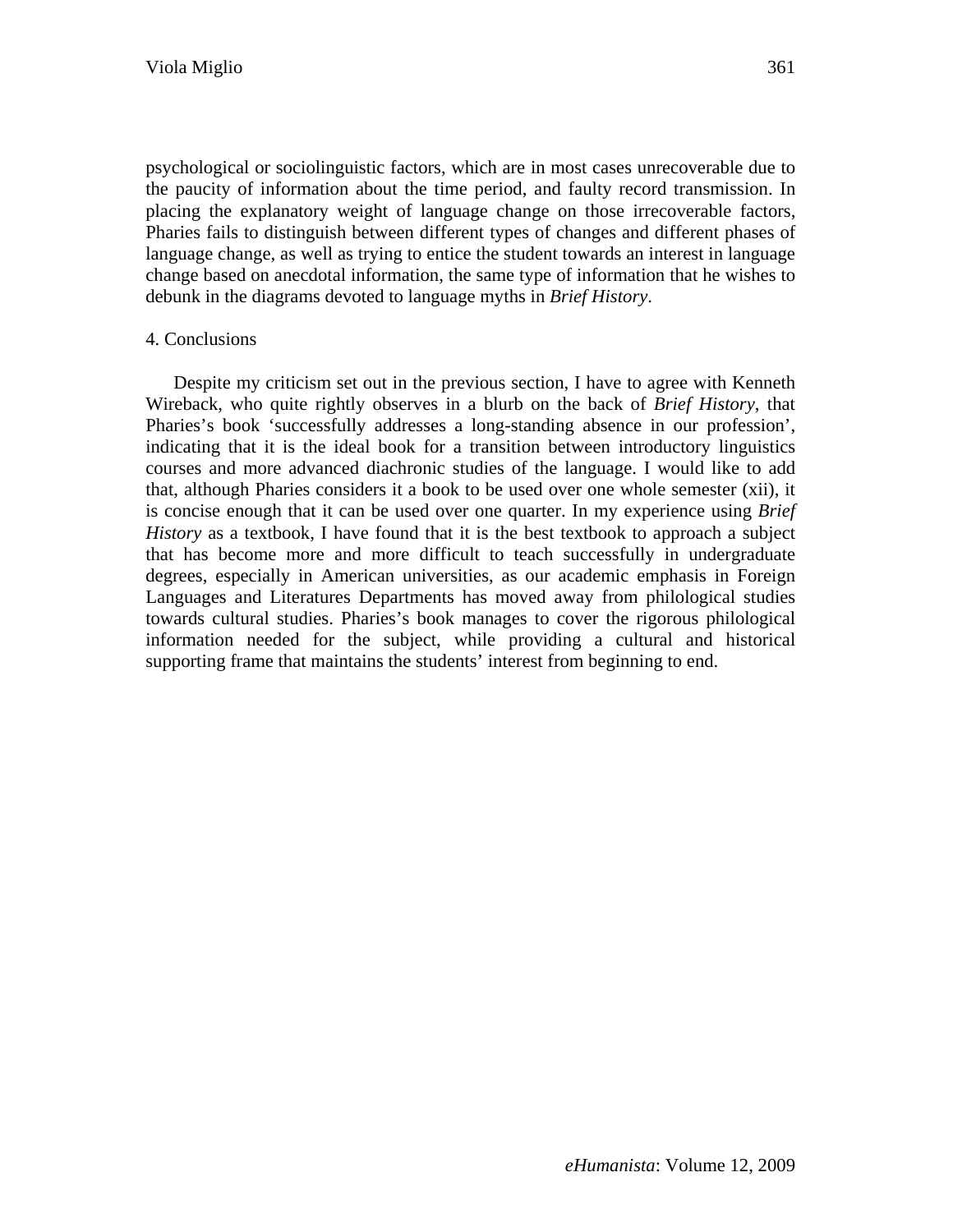psychological or sociolinguistic factors, which are in most cases unrecoverable due to the paucity of information about the time period, and faulty record transmission. In placing the explanatory weight of language change on those irrecoverable factors, Pharies fails to distinguish between different types of changes and different phases of language change, as well as trying to entice the student towards an interest in language change based on anecdotal information, the same type of information that he wishes to debunk in the diagrams devoted to language myths in *Brief History*.

## 4. Conclusions

Despite my criticism set out in the previous section, I have to agree with Kenneth Wireback, who quite rightly observes in a blurb on the back of *Brief History*, that Pharies's book 'successfully addresses a long-standing absence in our profession', indicating that it is the ideal book for a transition between introductory linguistics courses and more advanced diachronic studies of the language. I would like to add that, although Pharies considers it a book to be used over one whole semester (xii), it is concise enough that it can be used over one quarter. In my experience using *Brief History* as a textbook, I have found that it is the best textbook to approach a subject that has become more and more difficult to teach successfully in undergraduate degrees, especially in American universities, as our academic emphasis in Foreign Languages and Literatures Departments has moved away from philological studies towards cultural studies. Pharies's book manages to cover the rigorous philological information needed for the subject, while providing a cultural and historical supporting frame that maintains the students' interest from beginning to end.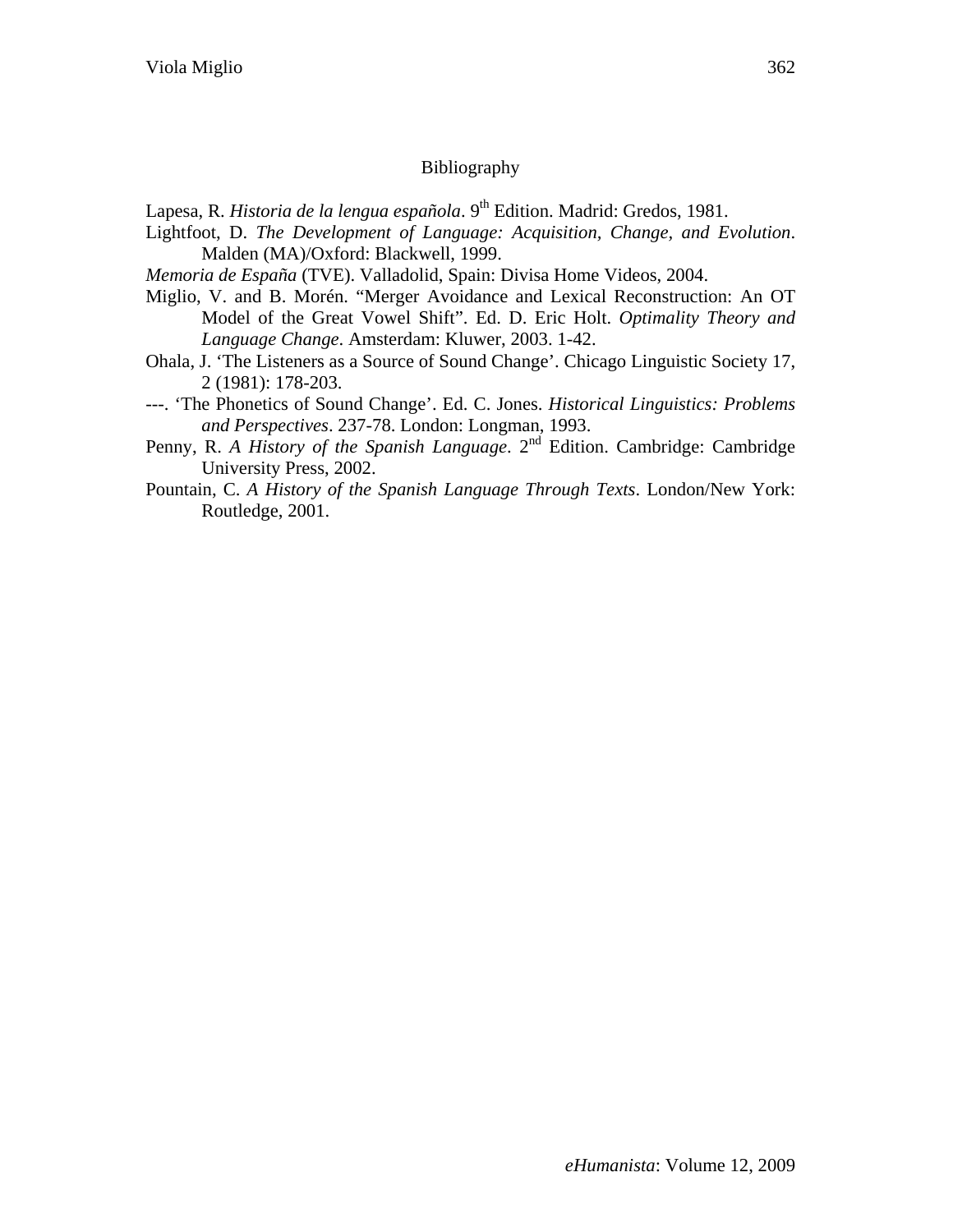## Bibliography

Lapesa, R. *Historia de la lengua española*. 9th Edition. Madrid: Gredos, 1981.

Lightfoot, D. *The Development of Language: Acquisition, Change, and Evolution*. Malden (MA)/Oxford: Blackwell, 1999.

*Memoria de España* (TVE). Valladolid, Spain: Divisa Home Videos, 2004.

Miglio, V. and B. Morén. "Merger Avoidance and Lexical Reconstruction: An OT Model of the Great Vowel Shift". Ed. D. Eric Holt. *Optimality Theory and Language Change*. Amsterdam: Kluwer, 2003. 1-42.

Ohala, J. 'The Listeners as a Source of Sound Change'. Chicago Linguistic Society 17, 2 (1981): 178-203.

---. 'The Phonetics of Sound Change'. Ed. C. Jones. *Historical Linguistics: Problems and Perspectives*. 237-78. London: Longman, 1993.

Penny, R. *A History of the Spanish Language*. 2nd Edition. Cambridge: Cambridge University Press, 2002.

Pountain, C. *A History of the Spanish Language Through Texts*. London/New York: Routledge, 2001.